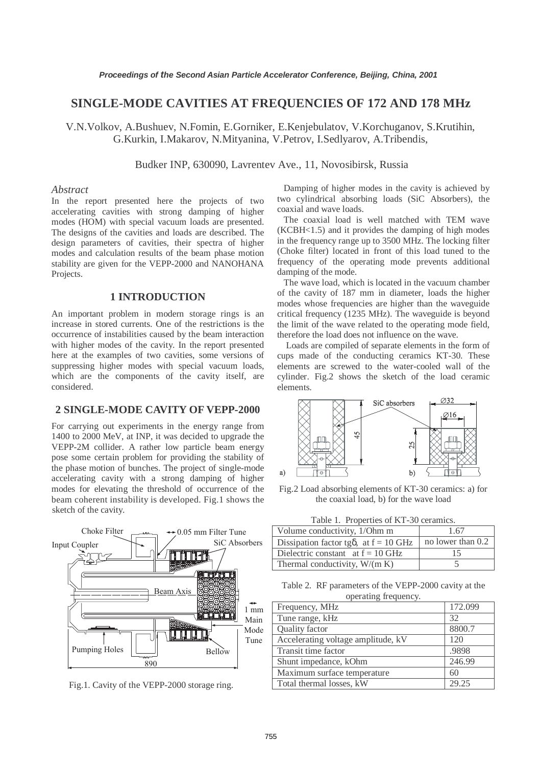# SINGLE-MODE CAVITIES AT FREQUENCIES OF 172 AND 178 MHz

V.N.Volkov, A.Bushuev, N.Fomin, E.Gorniker, E.Kenjebulatov, V.Korchuganov, S.Krutihin, G.Kurkin, I.Makarov, N.Mityanina, V.Petrov, I.Sedlyarov, A.Tribendis,

Budker INP, 630090, Lavrentev Ave., 11, Novosibirsk, Russia

*Abstract*

In the report presented here the projects of two accelerating cavities with strong damping of higher modes (HOM) with special vacuum loads are presented. The designs of the cavities and loads are described. The design parameters of cavities, their spectra of higher modes and calculation results of the beam phase motion stability are given for the VEPP-2000 and NANOHANA Projects.

## 1 INTRODUCTION

An important problem in modern storage rings is an increase in stored currents. One of the restrictions is the occurrence of instabilities caused by the beam interaction with higher modes of the cavity. In the report presented here at the examples of two cavities, some versions of suppressing higher modes with special vacuum loads, which are the components of the cavity itself, are considered.

## 2 SINGLE-MODE CAVITY OF VEPP-2000

For carrying out experiments in the energy range from 1400 to 2000 MeV, at INP, it was decided to upgrade the VEPP-2M collider. A rather low particle beam energy pose some certain problem for providing the stability of the phase motion of bunches. The project of single-mode accelerating cavity with a strong damping of higher modes for elevating the threshold of occurrence of the beam coherent instability is developed. Fig.1 shows the sketch of the cavity.

Fig.1. Cavity of the VEPP-2000 storage ring.

Damping of higher modes in the cavity is achieved by two cylindrical absorbing loads (SiC Absorbers), the coaxial and wave loads.

The coaxial load is well matched with TEM wave (KCBH<1.5) and it provides the damping of high modes in the frequency range up to 3500 MHz. The locking filter (Choke filter) located in front of this load tuned to the frequency of the operating mode prevents additional damping of the mode.

The wave load, which is located in the vacuum chamber of the cavity of 187 mm in diameter, loads the higher modes whose frequencies are higher than the waveguide critical frequency (1235 MHz). The waveguide is beyond the limit of the wave related to the operating mode field, therefore the load does not influence on the wave.

Loads are compiled of separate elements in the form of cups made of the conducting ceramics KT-30. These elements are screwed to the water-cooled wall of the cylinder. Fig.2 shows the sketch of the load ceramic elements.

Fig.2 Load absorbing elements of KT-30 ceramics: a) for the coaxial load, b) for the wave load

Table 1. Properties of KT-30 ceramics.

| | |
|---|---|
| Volume conductivity, 1/Ohm m | 1.67 |
| Dissipation factor tgδ, at f = 10 GHz | no lower than 0.2 |
| Dielectric constant at f = 10 GHz | 15 |
| Thermal conductivity, W/(m K) | 5 |

Table 2. RF parameters of the VEPP-2000 cavity at the operating frequency.

| | |
|---|---|
| Frequency, MHz | 172.099 |
| Tune range, kHz | 32 |
| Quality factor | 8800.7 |
| Accelerating voltage amplitude, kV | 120 |
| Transit time factor | .9898 |
| Shunt impedance, kOhm | 246.99 |
| Maximum surface temperature | 60 |
| Total thermal losses, kW | 29.25 |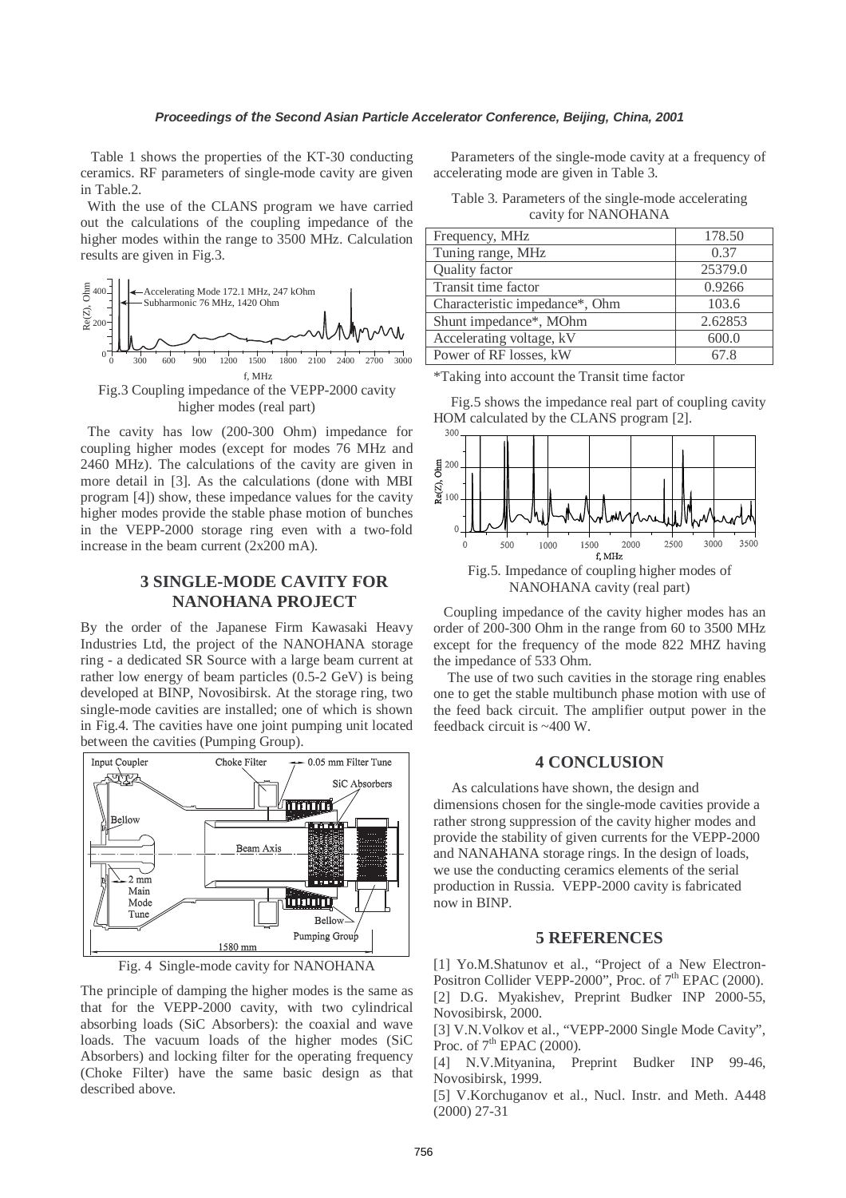Table 1 shows the properties of the KT-30 conducting ceramics. RF parameters of single-mode cavity are given in Table.2.

With the use of the CLANS program we have carried out the calculations of the coupling impedance of the higher modes within the range to 3500 MHz. Calculation results are given in Fig.3.

Re(Z), Ohm
400
200
0
Accelerating Mode 172.1 MHz, 247 kOhm
Subharmonic 76 MHz, 1420 Ohm
0 300 600 900 1200 1500 1800 2100 2400 2700 3000
f, MHz

Fig.3 Coupling impedance of the VEPP-2000 cavity higher modes (real part)

The cavity has low (200-300 Ohm) impedance for coupling higher modes (except for modes 76 MHz and 2460 MHz). The calculations of the cavity are given in more detail in [3]. As the calculations (done with MBI program [4]) show, these impedance values for the cavity higher modes provide the stable phase motion of bunches in the VEPP-2000 storage ring even with a two-fold increase in the beam current (2x200 mA).

## 3 SINGLE-MODE CAVITY FOR NANOHANA PROJECT

By the order of the Japanese Firm Kawasaki Heavy Industries Ltd, the project of the NANOHANA storage ring - a dedicated SR Source with a large beam current at rather low energy of beam particles (0.5-2 GeV) is being developed at BINP, Novosibirsk. At the storage ring, two single-mode cavities are installed; one of which is shown in Fig.4. The cavities have one joint pumping unit located between the cavities (Pumping Group).

Input Coupler
Choke Filter
0.05 mm Filter Tune
SiC Absorbers
Bellow
Beam Axis
2 mm
Main
Mode
Tune
Bellow
Pumping Group
1580 mm

Fig. 4 Single-mode cavity for NANOHANA

The principle of damping the higher modes is the same as that for the VEPP-2000 cavity, with two cylindrical absorbing loads (SiC Absorbers): the coaxial and wave loads. The vacuum loads of the higher modes (SiC Absorbers) and locking filter for the operating frequency (Choke Filter) have the same basic design as that described above.

Parameters of the single-mode cavity at a frequency of accelerating mode are given in Table 3.

Table 3. Parameters of the single-mode accelerating cavity for NANOHANA

| | |
|---|---|
| Frequency, MHz | 178.50 |
| Tuning range, MHz | 0.37 |
| Quality factor | 25379.0 |
| Transit time factor | 0.9266 |
| Characteristic impedance*, Ohm | 103.6 |
| Shunt impedance*, MOhm | 2.62853 |
| Accelerating voltage, kV | 600.0 |
| Power of RF losses, kW | 67.8 |

*Taking into account the Transit time factor

Fig.5 shows the impedance real part of coupling cavity HOM calculated by the CLANS program [2].

Re(Z), Ohm
300
200
100
0
0 500 1000 1500 2000 2500 3000 3500
f, MHz

Fig.5. Impedance of coupling higher modes of NANOHANA cavity (real part)

Coupling impedance of the cavity higher modes has an order of 200-300 Ohm in the range from 60 to 3500 MHz except for the frequency of the mode 822 MHZ having the impedance of 533 Ohm.

The use of two such cavities in the storage ring enables one to get the stable multibunch phase motion with use of the feed back circuit. The amplifier output power in the feedback circuit is ~400 W.

## 4 CONCLUSION

As calculations have shown, the design and dimensions chosen for the single-mode cavities provide a rather strong suppression of the cavity higher modes and provide the stability of given currents for the VEPP-2000 and NANAHANA storage rings. In the design of loads, we use the conducting ceramics elements of the serial production in Russia. VEPP-2000 cavity is fabricated now in BINP.

## 5 REFERENCES

[1] Yo.M.Shatunov et al., "Project of a New Electron-Positron Collider VEPP-2000", Proc. of 7th EPAC (2000).

[2] D.G. Myakishev, Preprint Budker INP 2000-55, Novosibirsk, 2000.

[3] V.N.Volkov et al., "VEPP-2000 Single Mode Cavity", Proc. of 7th EPAC (2000).

[4] N.V.Mityanina, Preprint Budker INP 99-46, Novosibirsk, 1999.

[5] V.Korchuganov et al., Nucl. Instr. and Meth. A448 (2000) 27-31